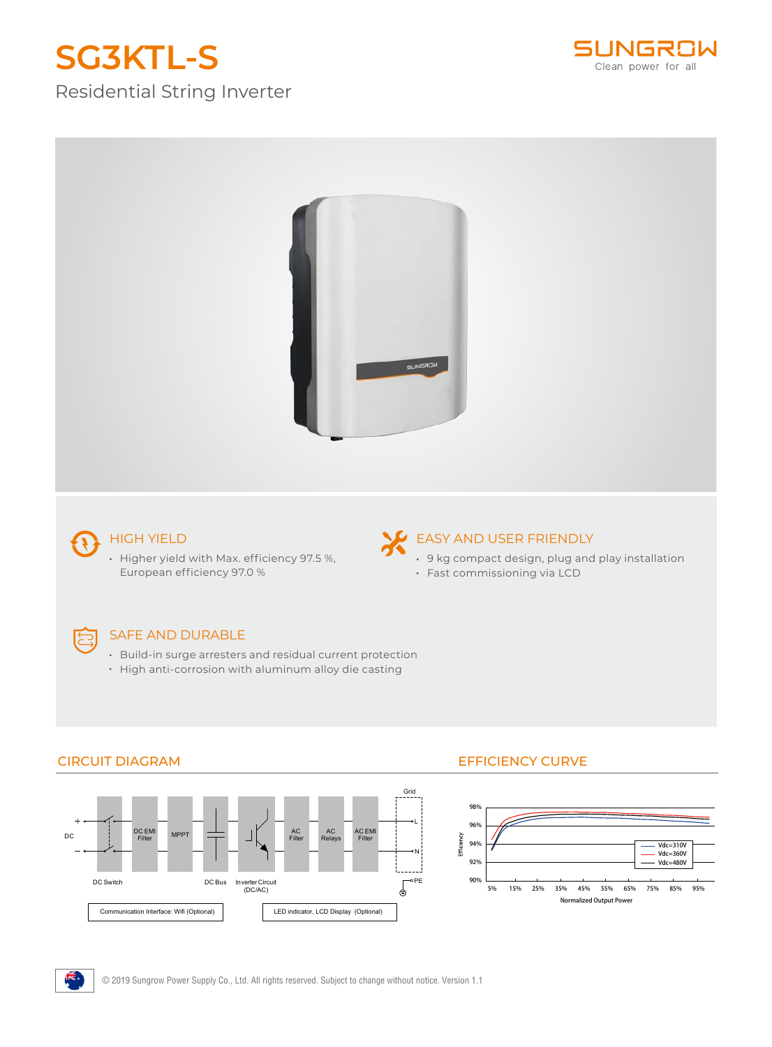# SG3KTL-S

Residential String Inverter

## HIGH YIELD

- Higher yield with Max. efficiency 97.5 %, European efficiency 97.0 %

## EASY AND USER FRIENDLY

- 9 kg compact design, plug and play installation
- Fast commissioning via LCD

## SAFE AND DURABLE

- Build-in surge arresters and residual current protection
- High anti-corrosion with aluminum alloy die casting

## CIRCUIT DIAGRAM

DC + − · DC Switch · DC EMI Filter · MPPT · DC Bus · Inverter Circuit (DC/AC) · AC Filter · AC Relays · AC EMI Filter · Grid L N PE

Communication Interface: Wifi (Optional)

LED indicator, LCD Display (Optional)

## EFFICIENCY CURVE

Efficiency (90%–98%) vs. Normalized Output Power (5%–95%)

Vdc=310V, Vdc=360V, Vdc=480V

© 2019 Sungrow Power Supply Co., Ltd. All rights reserved. Subject to change without notice. Version 1.1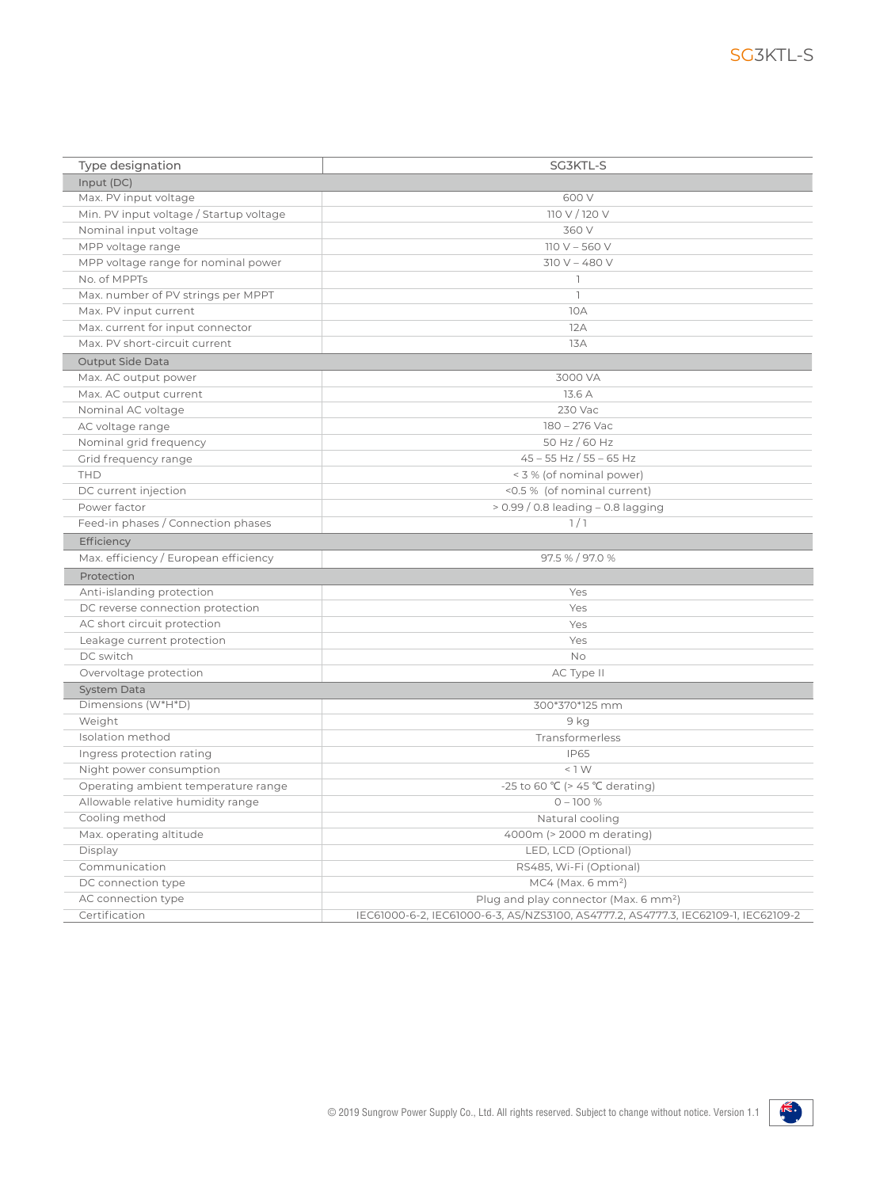# SG3KTL-S

| Type designation | SG3KTL-S |
|---|---|
| **Input (DC)** | |
| Max. PV input voltage | 600 V |
| Min. PV input voltage / Startup voltage | 110 V / 120 V |
| Nominal input voltage | 360 V |
| MPP voltage range | 110 V – 560 V |
| MPP voltage range for nominal power | 310 V – 480 V |
| No. of MPPTs | 1 |
| Max. number of PV strings per MPPT | 1 |
| Max. PV input current | 10A |
| Max. current for input connector | 12A |
| Max. PV short-circuit current | 13A |
| **Output Side Data** | |
| Max. AC output power | 3000 VA |
| Max. AC output current | 13.6 A |
| Nominal AC voltage | 230 Vac |
| AC voltage range | 180 – 276 Vac |
| Nominal grid frequency | 50 Hz / 60 Hz |
| Grid frequency range | 45 – 55 Hz / 55 – 65 Hz |
| THD | < 3 % (of nominal power) |
| DC current injection | <0.5 % (of nominal current) |
| Power factor | > 0.99 / 0.8 leading – 0.8 lagging |
| Feed-in phases / Connection phases | 1 / 1 |
| **Efficiency** | |
| Max. efficiency / European efficiency | 97.5 % / 97.0 % |
| **Protection** | |
| Anti-islanding protection | Yes |
| DC reverse connection protection | Yes |
| AC short circuit protection | Yes |
| Leakage current protection | Yes |
| DC switch | No |
| Overvoltage protection | AC Type II |
| **System Data** | |
| Dimensions (W*H*D) | 300*370*125 mm |
| Weight | 9 kg |
| Isolation method | Transformerless |
| Ingress protection rating | IP65 |
| Night power consumption | < 1 W |
| Operating ambient temperature range | -25 to 60 ℃ (> 45 ℃ derating) |
| Allowable relative humidity range | 0 – 100 % |
| Cooling method | Natural cooling |
| Max. operating altitude | 4000m (> 2000 m derating) |
| Display | LED, LCD (Optional) |
| Communication | RS485, Wi-Fi (Optional) |
| DC connection type | MC4 (Max. 6 mm²) |
| AC connection type | Plug and play connector (Max. 6 mm²) |
| Certification | IEC61000-6-2, IEC61000-6-3, AS/NZS3100, AS4777.2, AS4777.3, IEC62109-1, IEC62109-2 |

© 2019 Sungrow Power Supply Co., Ltd. All rights reserved. Subject to change without notice. Version 1.1